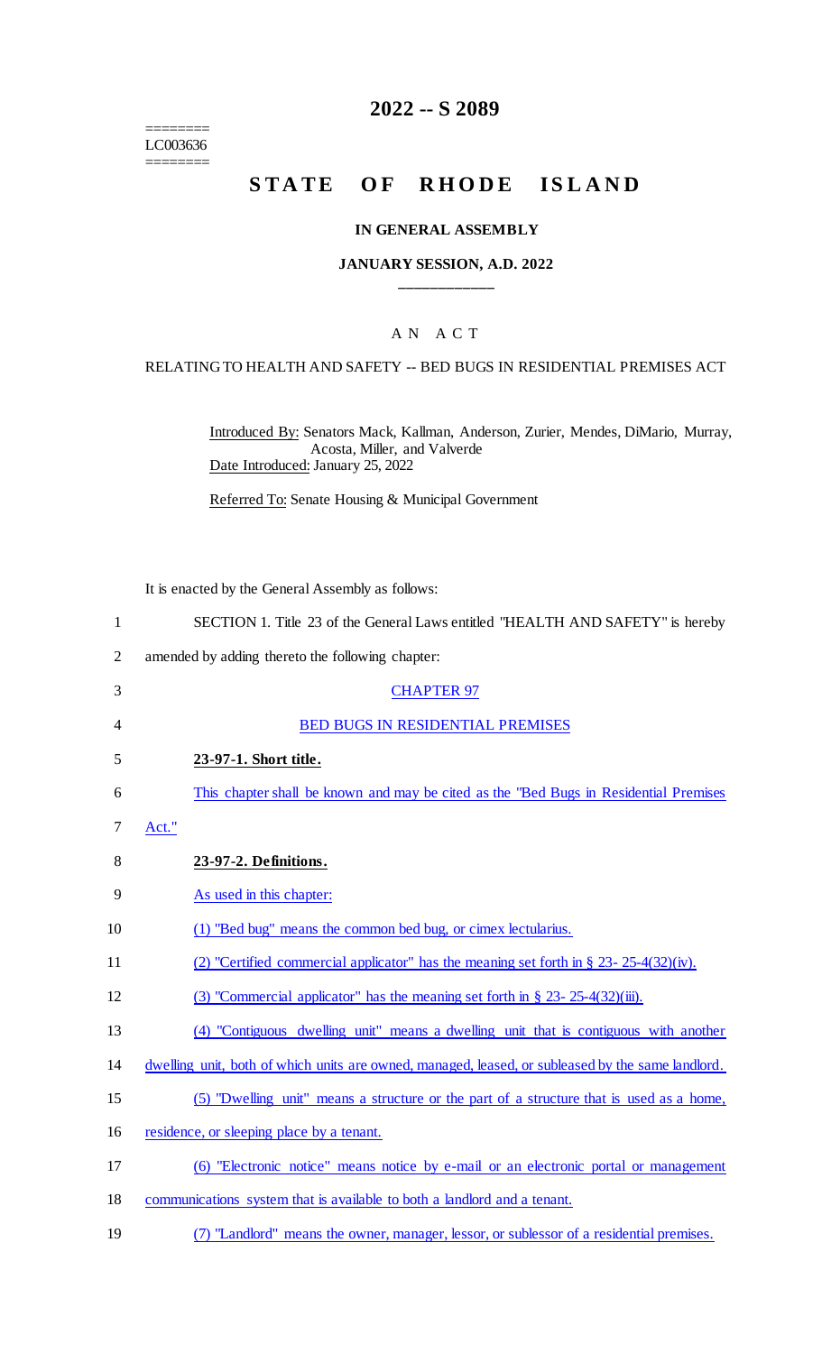========
LC003636
========

# 2022 -- S 2089

# STATE OF RHODE ISLAND

### IN GENERAL ASSEMBLY

### JANUARY SESSION, A.D. 2022

## A N A C T

RELATING TO HEALTH AND SAFETY -- BED BUGS IN RESIDENTIAL PREMISES ACT

Introduced By: Senators Mack, Kallman, Anderson, Zurier, Mendes, DiMario, Murray, Acosta, Miller, and Valverde

Date Introduced: January 25, 2022

Referred To: Senate Housing & Municipal Government

It is enacted by the General Assembly as follows:

1 SECTION 1. Title 23 of the General Laws entitled "HEALTH AND SAFETY" is hereby
2 amended by adding thereto the following chapter:

3 CHAPTER 97

4 BED BUGS IN RESIDENTIAL PREMISES

5 **23-97-1. Short title.**

6 This chapter shall be known and may be cited as the "Bed Bugs in Residential Premises
7 Act."

8 **23-97-2. Definitions.**

9 As used in this chapter:

10 (1) "Bed bug" means the common bed bug, or cimex lectularius.

11 (2) "Certified commercial applicator" has the meaning set forth in § 23- 25-4(32)(iv).

12 (3) "Commercial applicator" has the meaning set forth in § 23- 25-4(32)(iii).

13 (4) "Contiguous dwelling unit" means a dwelling unit that is contiguous with another
14 dwelling unit, both of which units are owned, managed, leased, or subleased by the same landlord.

15 (5) "Dwelling unit" means a structure or the part of a structure that is used as a home,
16 residence, or sleeping place by a tenant.

17 (6) "Electronic notice" means notice by e-mail or an electronic portal or management
18 communications system that is available to both a landlord and a tenant.

19 (7) "Landlord" means the owner, manager, lessor, or sublessor of a residential premises.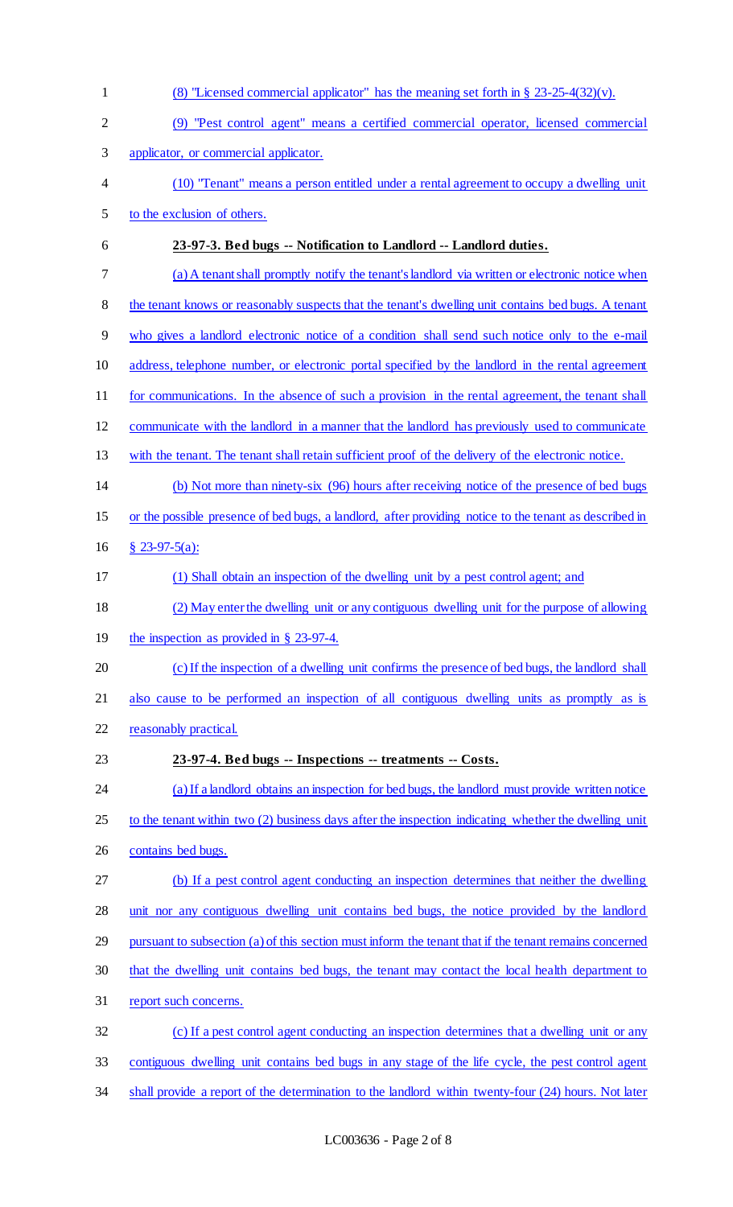(8) "Licensed commercial applicator" has the meaning set forth in § 23-25-4(32)(v).

(9) "Pest control agent" means a certified commercial operator, licensed commercial applicator, or commercial applicator.

(10) "Tenant" means a person entitled under a rental agreement to occupy a dwelling unit to the exclusion of others.

**23-97-3. Bed bugs -- Notification to Landlord -- Landlord duties.**

(a) A tenant shall promptly notify the tenant's landlord via written or electronic notice when the tenant knows or reasonably suspects that the tenant's dwelling unit contains bed bugs. A tenant who gives a landlord electronic notice of a condition shall send such notice only to the e-mail address, telephone number, or electronic portal specified by the landlord in the rental agreement for communications. In the absence of such a provision in the rental agreement, the tenant shall communicate with the landlord in a manner that the landlord has previously used to communicate with the tenant. The tenant shall retain sufficient proof of the delivery of the electronic notice.

(b) Not more than ninety-six (96) hours after receiving notice of the presence of bed bugs or the possible presence of bed bugs, a landlord, after providing notice to the tenant as described in § 23-97-5(a):

(1) Shall obtain an inspection of the dwelling unit by a pest control agent; and

(2) May enter the dwelling unit or any contiguous dwelling unit for the purpose of allowing the inspection as provided in § 23-97-4.

(c) If the inspection of a dwelling unit confirms the presence of bed bugs, the landlord shall also cause to be performed an inspection of all contiguous dwelling units as promptly as is reasonably practical.

**23-97-4. Bed bugs -- Inspections -- treatments -- Costs.**

(a) If a landlord obtains an inspection for bed bugs, the landlord must provide written notice to the tenant within two (2) business days after the inspection indicating whether the dwelling unit contains bed bugs.

(b) If a pest control agent conducting an inspection determines that neither the dwelling unit nor any contiguous dwelling unit contains bed bugs, the notice provided by the landlord pursuant to subsection (a) of this section must inform the tenant that if the tenant remains concerned that the dwelling unit contains bed bugs, the tenant may contact the local health department to report such concerns.

(c) If a pest control agent conducting an inspection determines that a dwelling unit or any contiguous dwelling unit contains bed bugs in any stage of the life cycle, the pest control agent shall provide a report of the determination to the landlord within twenty-four (24) hours. Not later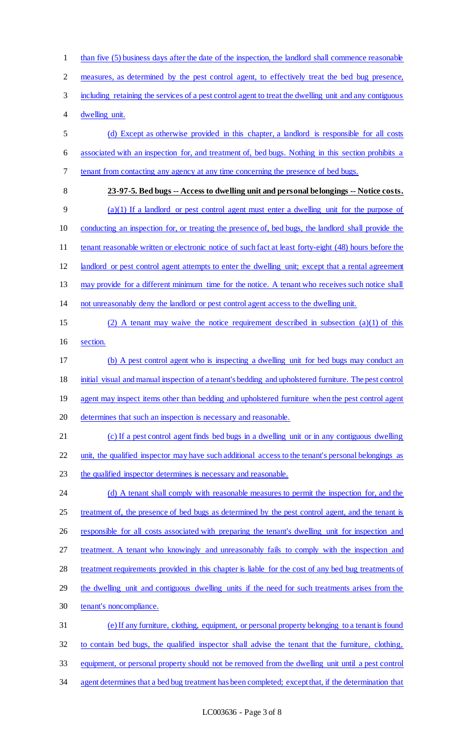than five (5) business days after the date of the inspection, the landlord shall commence reasonable measures, as determined by the pest control agent, to effectively treat the bed bug presence, including retaining the services of a pest control agent to treat the dwelling unit and any contiguous dwelling unit.

(d) Except as otherwise provided in this chapter, a landlord is responsible for all costs associated with an inspection for, and treatment of, bed bugs. Nothing in this section prohibits a tenant from contacting any agency at any time concerning the presence of bed bugs.

**23-97-5. Bed bugs -- Access to dwelling unit and personal belongings -- Notice costs.**

(a)(1) If a landlord or pest control agent must enter a dwelling unit for the purpose of conducting an inspection for, or treating the presence of, bed bugs, the landlord shall provide the tenant reasonable written or electronic notice of such fact at least forty-eight (48) hours before the landlord or pest control agent attempts to enter the dwelling unit; except that a rental agreement may provide for a different minimum time for the notice. A tenant who receives such notice shall not unreasonably deny the landlord or pest control agent access to the dwelling unit.

(2) A tenant may waive the notice requirement described in subsection (a)(1) of this section.

(b) A pest control agent who is inspecting a dwelling unit for bed bugs may conduct an initial visual and manual inspection of a tenant's bedding and upholstered furniture. The pest control agent may inspect items other than bedding and upholstered furniture when the pest control agent determines that such an inspection is necessary and reasonable.

(c) If a pest control agent finds bed bugs in a dwelling unit or in any contiguous dwelling unit, the qualified inspector may have such additional access to the tenant's personal belongings as the qualified inspector determines is necessary and reasonable.

(d) A tenant shall comply with reasonable measures to permit the inspection for, and the treatment of, the presence of bed bugs as determined by the pest control agent, and the tenant is responsible for all costs associated with preparing the tenant's dwelling unit for inspection and treatment. A tenant who knowingly and unreasonably fails to comply with the inspection and treatment requirements provided in this chapter is liable for the cost of any bed bug treatments of the dwelling unit and contiguous dwelling units if the need for such treatments arises from the tenant's noncompliance.

(e) If any furniture, clothing, equipment, or personal property belonging to a tenant is found to contain bed bugs, the qualified inspector shall advise the tenant that the furniture, clothing, equipment, or personal property should not be removed from the dwelling unit until a pest control agent determines that a bed bug treatment has been completed; except that, if the determination that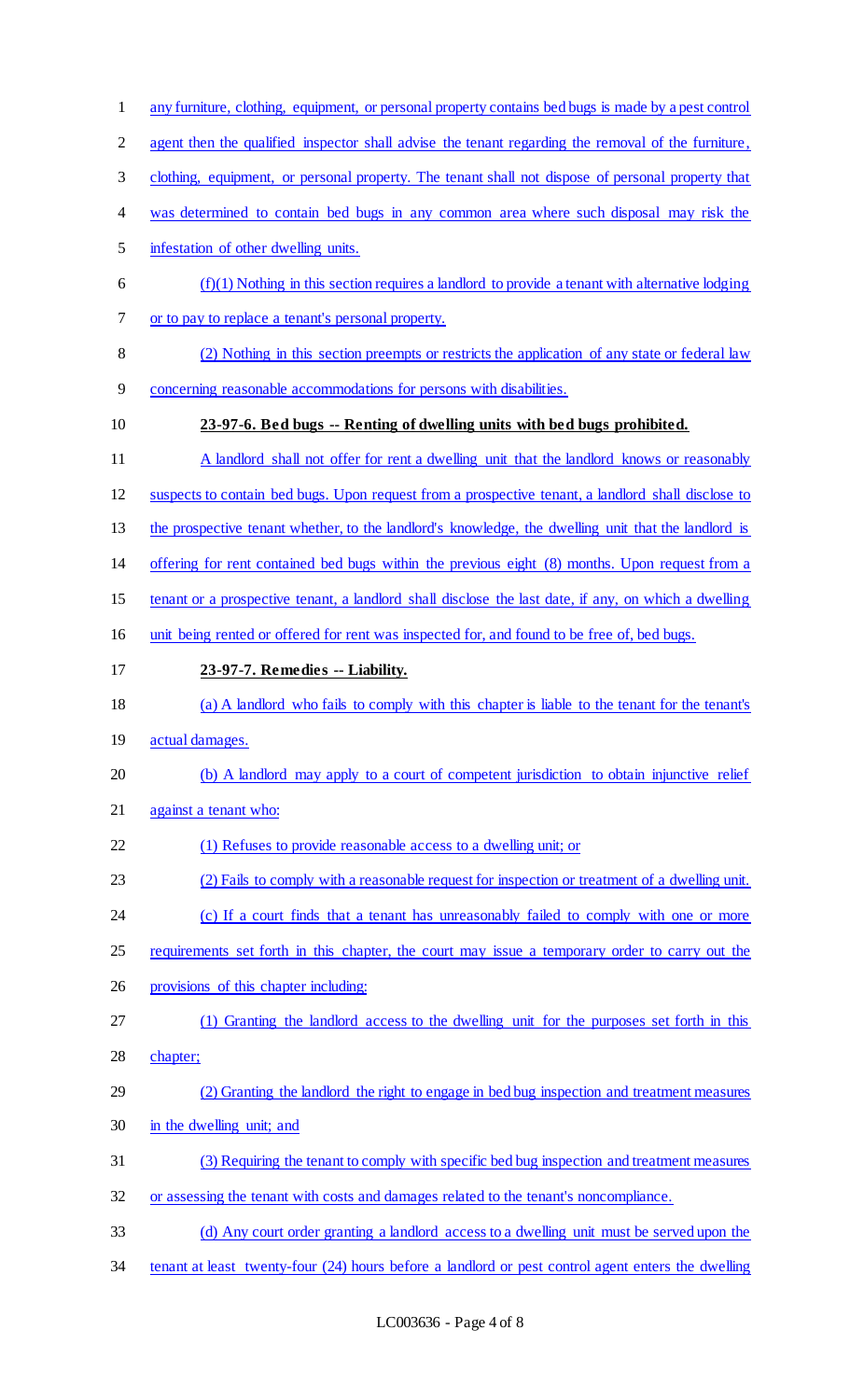any furniture, clothing, equipment, or personal property contains bed bugs is made by a pest control agent then the qualified inspector shall advise the tenant regarding the removal of the furniture, clothing, equipment, or personal property. The tenant shall not dispose of personal property that was determined to contain bed bugs in any common area where such disposal may risk the infestation of other dwelling units.

(f)(1) Nothing in this section requires a landlord to provide a tenant with alternative lodging or to pay to replace a tenant's personal property.

(2) Nothing in this section preempts or restricts the application of any state or federal law concerning reasonable accommodations for persons with disabilities.

**23-97-6. Bed bugs -- Renting of dwelling units with bed bugs prohibited.**

A landlord shall not offer for rent a dwelling unit that the landlord knows or reasonably suspects to contain bed bugs. Upon request from a prospective tenant, a landlord shall disclose to the prospective tenant whether, to the landlord's knowledge, the dwelling unit that the landlord is offering for rent contained bed bugs within the previous eight (8) months. Upon request from a tenant or a prospective tenant, a landlord shall disclose the last date, if any, on which a dwelling unit being rented or offered for rent was inspected for, and found to be free of, bed bugs.

**23-97-7. Remedies -- Liability.**

(a) A landlord who fails to comply with this chapter is liable to the tenant for the tenant's actual damages.

(b) A landlord may apply to a court of competent jurisdiction to obtain injunctive relief against a tenant who:

(1) Refuses to provide reasonable access to a dwelling unit; or

(2) Fails to comply with a reasonable request for inspection or treatment of a dwelling unit.

(c) If a court finds that a tenant has unreasonably failed to comply with one or more requirements set forth in this chapter, the court may issue a temporary order to carry out the provisions of this chapter including:

(1) Granting the landlord access to the dwelling unit for the purposes set forth in this chapter;

(2) Granting the landlord the right to engage in bed bug inspection and treatment measures in the dwelling unit; and

(3) Requiring the tenant to comply with specific bed bug inspection and treatment measures or assessing the tenant with costs and damages related to the tenant's noncompliance.

(d) Any court order granting a landlord access to a dwelling unit must be served upon the tenant at least twenty-four (24) hours before a landlord or pest control agent enters the dwelling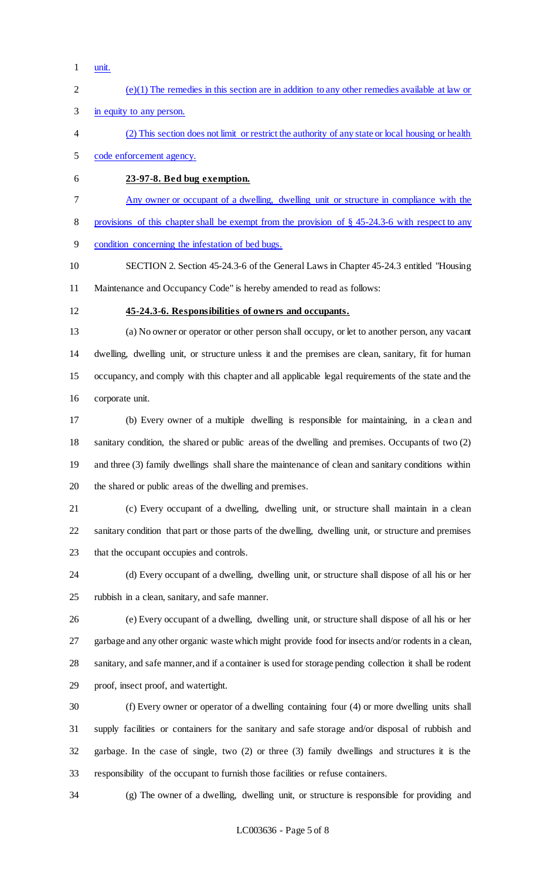unit.

(e)(1) The remedies in this section are in addition to any other remedies available at law or in equity to any person.

(2) This section does not limit or restrict the authority of any state or local housing or health code enforcement agency.

**23-97-8. Bed bug exemption.**

Any owner or occupant of a dwelling, dwelling unit or structure in compliance with the provisions of this chapter shall be exempt from the provision of § 45-24.3-6 with respect to any condition concerning the infestation of bed bugs.

SECTION 2. Section 45-24.3-6 of the General Laws in Chapter 45-24.3 entitled "Housing Maintenance and Occupancy Code" is hereby amended to read as follows:

**45-24.3-6. Responsibilities of owners and occupants.**

(a) No owner or operator or other person shall occupy, or let to another person, any vacant dwelling, dwelling unit, or structure unless it and the premises are clean, sanitary, fit for human occupancy, and comply with this chapter and all applicable legal requirements of the state and the corporate unit.

(b) Every owner of a multiple dwelling is responsible for maintaining, in a clean and sanitary condition, the shared or public areas of the dwelling and premises. Occupants of two (2) and three (3) family dwellings shall share the maintenance of clean and sanitary conditions within the shared or public areas of the dwelling and premises.

(c) Every occupant of a dwelling, dwelling unit, or structure shall maintain in a clean sanitary condition that part or those parts of the dwelling, dwelling unit, or structure and premises that the occupant occupies and controls.

(d) Every occupant of a dwelling, dwelling unit, or structure shall dispose of all his or her rubbish in a clean, sanitary, and safe manner.

(e) Every occupant of a dwelling, dwelling unit, or structure shall dispose of all his or her garbage and any other organic waste which might provide food for insects and/or rodents in a clean, sanitary, and safe manner, and if a container is used for storage pending collection it shall be rodent proof, insect proof, and watertight.

(f) Every owner or operator of a dwelling containing four (4) or more dwelling units shall supply facilities or containers for the sanitary and safe storage and/or disposal of rubbish and garbage. In the case of single, two (2) or three (3) family dwellings and structures it is the responsibility of the occupant to furnish those facilities or refuse containers.

(g) The owner of a dwelling, dwelling unit, or structure is responsible for providing and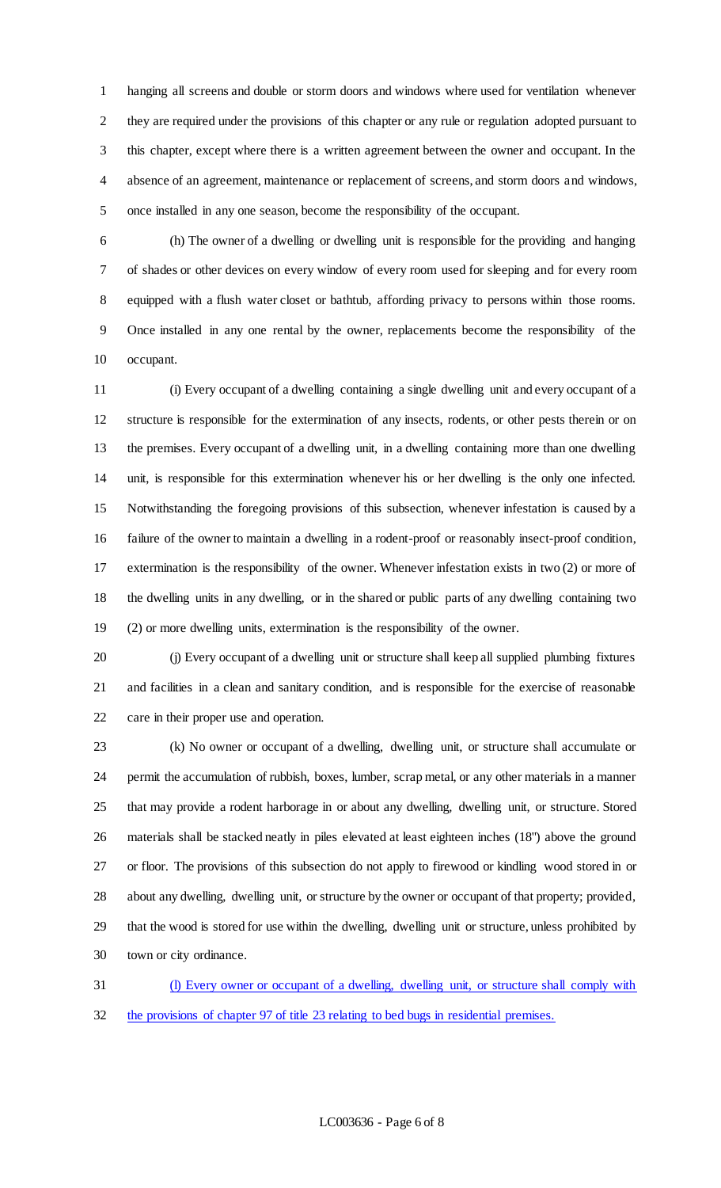hanging all screens and double or storm doors and windows where used for ventilation whenever they are required under the provisions of this chapter or any rule or regulation adopted pursuant to this chapter, except where there is a written agreement between the owner and occupant. In the absence of an agreement, maintenance or replacement of screens, and storm doors and windows, once installed in any one season, become the responsibility of the occupant.

(h) The owner of a dwelling or dwelling unit is responsible for the providing and hanging of shades or other devices on every window of every room used for sleeping and for every room equipped with a flush water closet or bathtub, affording privacy to persons within those rooms. Once installed in any one rental by the owner, replacements become the responsibility of the occupant.

(i) Every occupant of a dwelling containing a single dwelling unit and every occupant of a structure is responsible for the extermination of any insects, rodents, or other pests therein or on the premises. Every occupant of a dwelling unit, in a dwelling containing more than one dwelling unit, is responsible for this extermination whenever his or her dwelling is the only one infected. Notwithstanding the foregoing provisions of this subsection, whenever infestation is caused by a failure of the owner to maintain a dwelling in a rodent-proof or reasonably insect-proof condition, extermination is the responsibility of the owner. Whenever infestation exists in two (2) or more of the dwelling units in any dwelling, or in the shared or public parts of any dwelling containing two (2) or more dwelling units, extermination is the responsibility of the owner.

(j) Every occupant of a dwelling unit or structure shall keep all supplied plumbing fixtures and facilities in a clean and sanitary condition, and is responsible for the exercise of reasonable care in their proper use and operation.

(k) No owner or occupant of a dwelling, dwelling unit, or structure shall accumulate or permit the accumulation of rubbish, boxes, lumber, scrap metal, or any other materials in a manner that may provide a rodent harborage in or about any dwelling, dwelling unit, or structure. Stored materials shall be stacked neatly in piles elevated at least eighteen inches (18") above the ground or floor. The provisions of this subsection do not apply to firewood or kindling wood stored in or about any dwelling, dwelling unit, or structure by the owner or occupant of that property; provided, that the wood is stored for use within the dwelling, dwelling unit or structure, unless prohibited by town or city ordinance.

<u>(l) Every owner or occupant of a dwelling, dwelling unit, or structure shall comply with the provisions of chapter 97 of title 23 relating to bed bugs in residential premises.</u>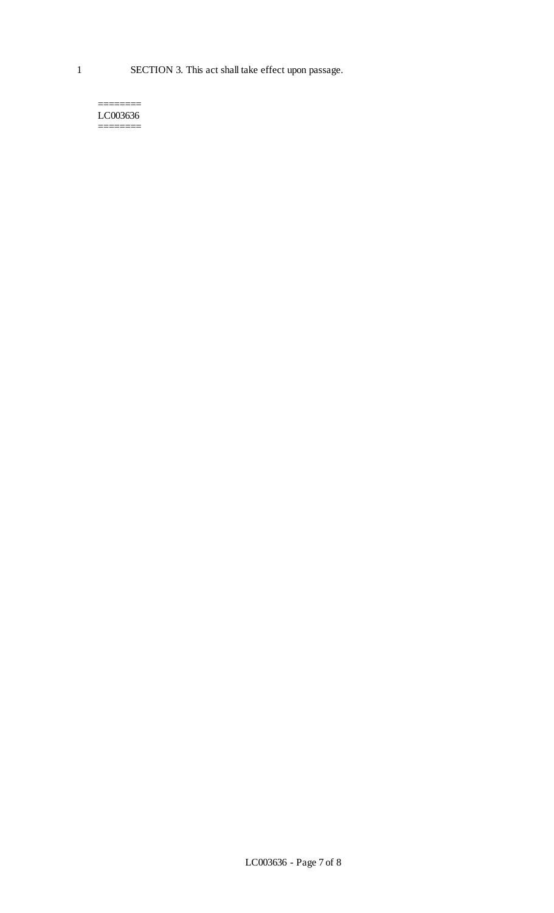1 SECTION 3. This act shall take effect upon passage.

========
LC003636
========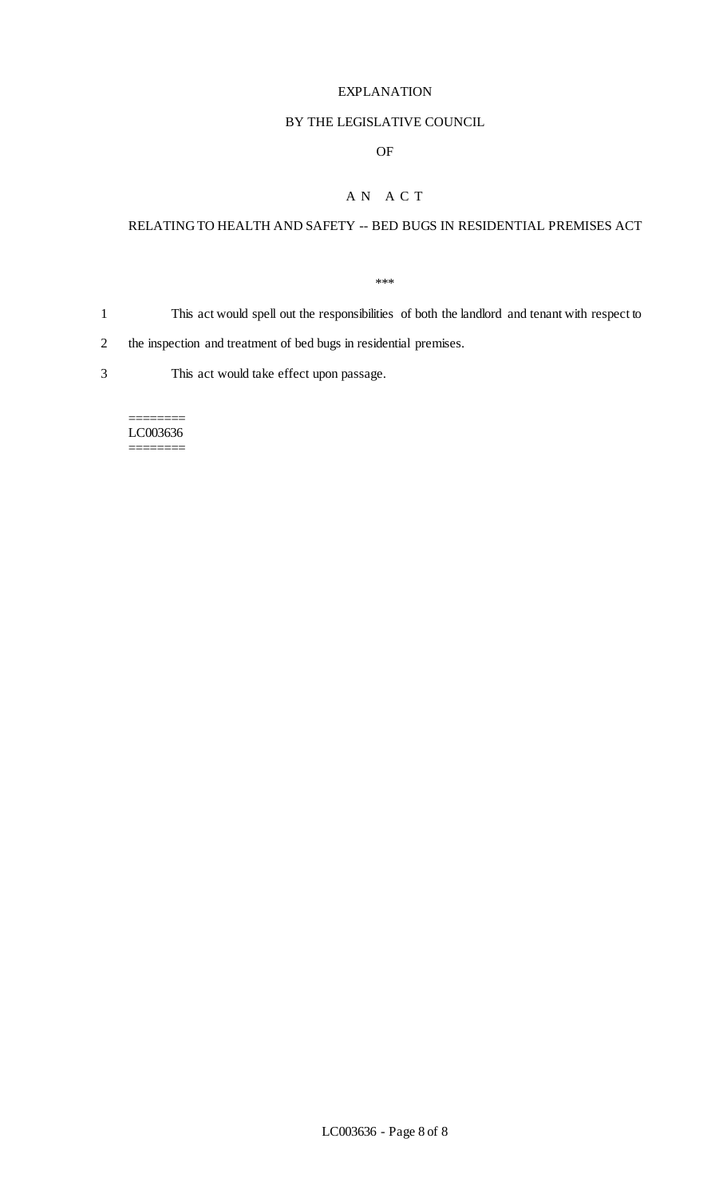EXPLANATION

BY THE LEGISLATIVE COUNCIL

OF

A N A C T

RELATING TO HEALTH AND SAFETY -- BED BUGS IN RESIDENTIAL PREMISES ACT

\*\*\*

1 This act would spell out the responsibilities of both the landlord and tenant with respect to

2 the inspection and treatment of bed bugs in residential premises.

3 This act would take effect upon passage.

========
LC003636
========